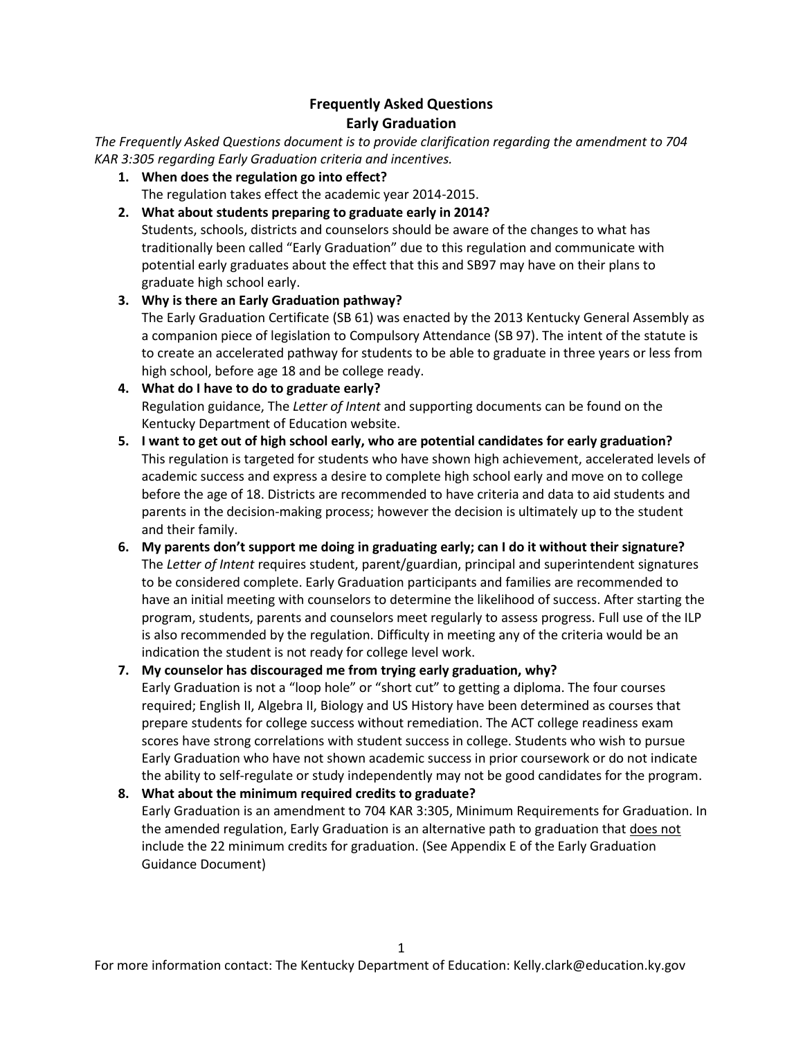# Frequently Asked Questions
## Early Graduation

*The Frequently Asked Questions document is to provide clarification regarding the amendment to 704 KAR 3:305 regarding Early Graduation criteria and incentives.*

1. **When does the regulation go into effect?**
   The regulation takes effect the academic year 2014-2015.

2. **What about students preparing to graduate early in 2014?**
   Students, schools, districts and counselors should be aware of the changes to what has traditionally been called "Early Graduation" due to this regulation and communicate with potential early graduates about the effect that this and SB97 may have on their plans to graduate high school early.

3. **Why is there an Early Graduation pathway?**
   The Early Graduation Certificate (SB 61) was enacted by the 2013 Kentucky General Assembly as a companion piece of legislation to Compulsory Attendance (SB 97). The intent of the statute is to create an accelerated pathway for students to be able to graduate in three years or less from high school, before age 18 and be college ready.

4. **What do I have to do to graduate early?**
   Regulation guidance, The *Letter of Intent* and supporting documents can be found on the Kentucky Department of Education website.

5. **I want to get out of high school early, who are potential candidates for early graduation?**
   This regulation is targeted for students who have shown high achievement, accelerated levels of academic success and express a desire to complete high school early and move on to college before the age of 18. Districts are recommended to have criteria and data to aid students and parents in the decision-making process; however the decision is ultimately up to the student and their family.

6. **My parents don't support me doing in graduating early; can I do it without their signature?**
   The *Letter of Intent* requires student, parent/guardian, principal and superintendent signatures to be considered complete. Early Graduation participants and families are recommended to have an initial meeting with counselors to determine the likelihood of success. After starting the program, students, parents and counselors meet regularly to assess progress. Full use of the ILP is also recommended by the regulation. Difficulty in meeting any of the criteria would be an indication the student is not ready for college level work.

7. **My counselor has discouraged me from trying early graduation, why?**
   Early Graduation is not a "loop hole" or "short cut" to getting a diploma. The four courses required; English II, Algebra II, Biology and US History have been determined as courses that prepare students for college success without remediation. The ACT college readiness exam scores have strong correlations with student success in college. Students who wish to pursue Early Graduation who have not shown academic success in prior coursework or do not indicate the ability to self-regulate or study independently may not be good candidates for the program.

8. **What about the minimum required credits to graduate?**
   Early Graduation is an amendment to 704 KAR 3:305, Minimum Requirements for Graduation. In the amended regulation, Early Graduation is an alternative path to graduation that <u>does not</u> include the 22 minimum credits for graduation. (See Appendix E of the Early Graduation Guidance Document)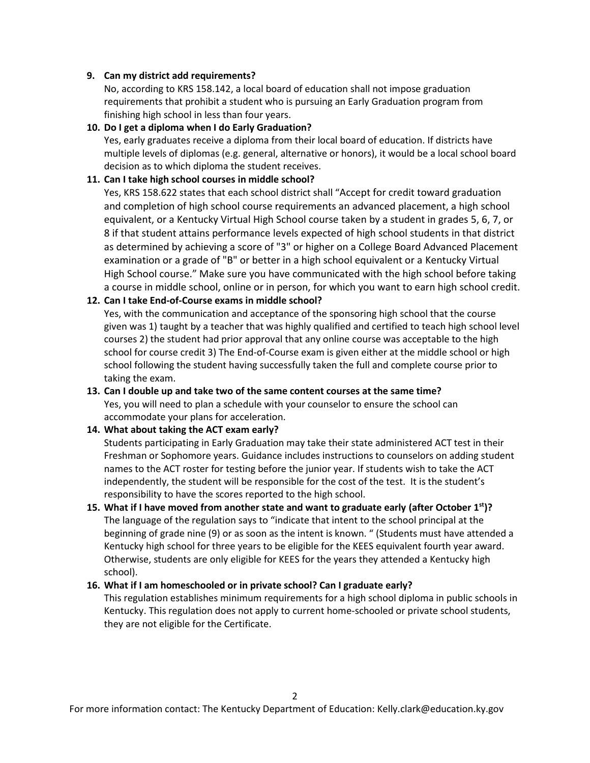9. **Can my district add requirements?**
   No, according to KRS 158.142, a local board of education shall not impose graduation requirements that prohibit a student who is pursuing an Early Graduation program from finishing high school in less than four years.

10. **Do I get a diploma when I do Early Graduation?**
    Yes, early graduates receive a diploma from their local board of education. If districts have multiple levels of diplomas (e.g. general, alternative or honors), it would be a local school board decision as to which diploma the student receives.

11. **Can I take high school courses in middle school?**
    Yes, KRS 158.622 states that each school district shall "Accept for credit toward graduation and completion of high school course requirements an advanced placement, a high school equivalent, or a Kentucky Virtual High School course taken by a student in grades 5, 6, 7, or 8 if that student attains performance levels expected of high school students in that district as determined by achieving a score of "3" or higher on a College Board Advanced Placement examination or a grade of "B" or better in a high school equivalent or a Kentucky Virtual High School course." Make sure you have communicated with the high school before taking a course in middle school, online or in person, for which you want to earn high school credit.

12. **Can I take End-of-Course exams in middle school?**
    Yes, with the communication and acceptance of the sponsoring high school that the course given was 1) taught by a teacher that was highly qualified and certified to teach high school level courses 2) the student had prior approval that any online course was acceptable to the high school for course credit 3) The End-of-Course exam is given either at the middle school or high school following the student having successfully taken the full and complete course prior to taking the exam.

13. **Can I double up and take two of the same content courses at the same time?**
    Yes, you will need to plan a schedule with your counselor to ensure the school can accommodate your plans for acceleration.

14. **What about taking the ACT exam early?**
    Students participating in Early Graduation may take their state administered ACT test in their Freshman or Sophomore years. Guidance includes instructions to counselors on adding student names to the ACT roster for testing before the junior year. If students wish to take the ACT independently, the student will be responsible for the cost of the test. It is the student's responsibility to have the scores reported to the high school.

15. **What if I have moved from another state and want to graduate early (after October 1st)?**
    The language of the regulation says to "indicate that intent to the school principal at the beginning of grade nine (9) or as soon as the intent is known. " (Students must have attended a Kentucky high school for three years to be eligible for the KEES equivalent fourth year award. Otherwise, students are only eligible for KEES for the years they attended a Kentucky high school).

16. **What if I am homeschooled or in private school? Can I graduate early?**
    This regulation establishes minimum requirements for a high school diploma in public schools in Kentucky. This regulation does not apply to current home-schooled or private school students, they are not eligible for the Certificate.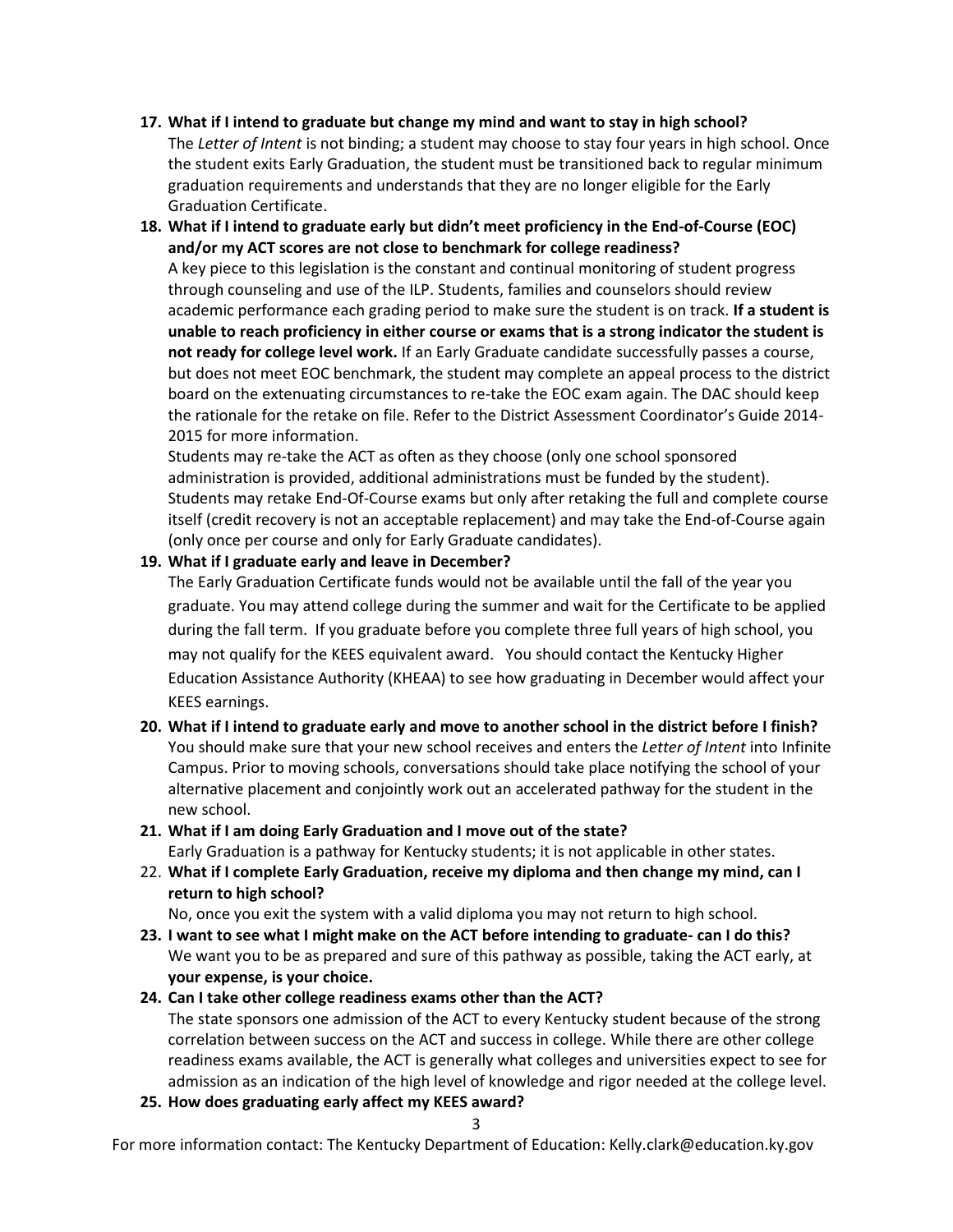17. **What if I intend to graduate but change my mind and want to stay in high school?**
    The *Letter of Intent* is not binding; a student may choose to stay four years in high school. Once the student exits Early Graduation, the student must be transitioned back to regular minimum graduation requirements and understands that they are no longer eligible for the Early Graduation Certificate.

18. **What if I intend to graduate early but didn't meet proficiency in the End-of-Course (EOC) and/or my ACT scores are not close to benchmark for college readiness?**
    A key piece to this legislation is the constant and continual monitoring of student progress through counseling and use of the ILP. Students, families and counselors should review academic performance each grading period to make sure the student is on track. **If a student is unable to reach proficiency in either course or exams that is a strong indicator the student is not ready for college level work.** If an Early Graduate candidate successfully passes a course, but does not meet EOC benchmark, the student may complete an appeal process to the district board on the extenuating circumstances to re-take the EOC exam again. The DAC should keep the rationale for the retake on file. Refer to the District Assessment Coordinator's Guide 2014-2015 for more information.
    Students may re-take the ACT as often as they choose (only one school sponsored administration is provided, additional administrations must be funded by the student). Students may retake End-Of-Course exams but only after retaking the full and complete course itself (credit recovery is not an acceptable replacement) and may take the End-of-Course again (only once per course and only for Early Graduate candidates).

19. **What if I graduate early and leave in December?**
    The Early Graduation Certificate funds would not be available until the fall of the year you graduate. You may attend college during the summer and wait for the Certificate to be applied during the fall term. If you graduate before you complete three full years of high school, you may not qualify for the KEES equivalent award. You should contact the Kentucky Higher Education Assistance Authority (KHEAA) to see how graduating in December would affect your KEES earnings.

20. **What if I intend to graduate early and move to another school in the district before I finish?**
    You should make sure that your new school receives and enters the *Letter of Intent* into Infinite Campus. Prior to moving schools, conversations should take place notifying the school of your alternative placement and conjointly work out an accelerated pathway for the student in the new school.

21. **What if I am doing Early Graduation and I move out of the state?**
    Early Graduation is a pathway for Kentucky students; it is not applicable in other states.

22. **What if I complete Early Graduation, receive my diploma and then change my mind, can I return to high school?**
    No, once you exit the system with a valid diploma you may not return to high school.

23. **I want to see what I might make on the ACT before intending to graduate- can I do this?**
    We want you to be as prepared and sure of this pathway as possible, taking the ACT early, at **your expense, is your choice.**

24. **Can I take other college readiness exams other than the ACT?**
    The state sponsors one admission of the ACT to every Kentucky student because of the strong correlation between success on the ACT and success in college. While there are other college readiness exams available, the ACT is generally what colleges and universities expect to see for admission as an indication of the high level of knowledge and rigor needed at the college level.

25. **How does graduating early affect my KEES award?**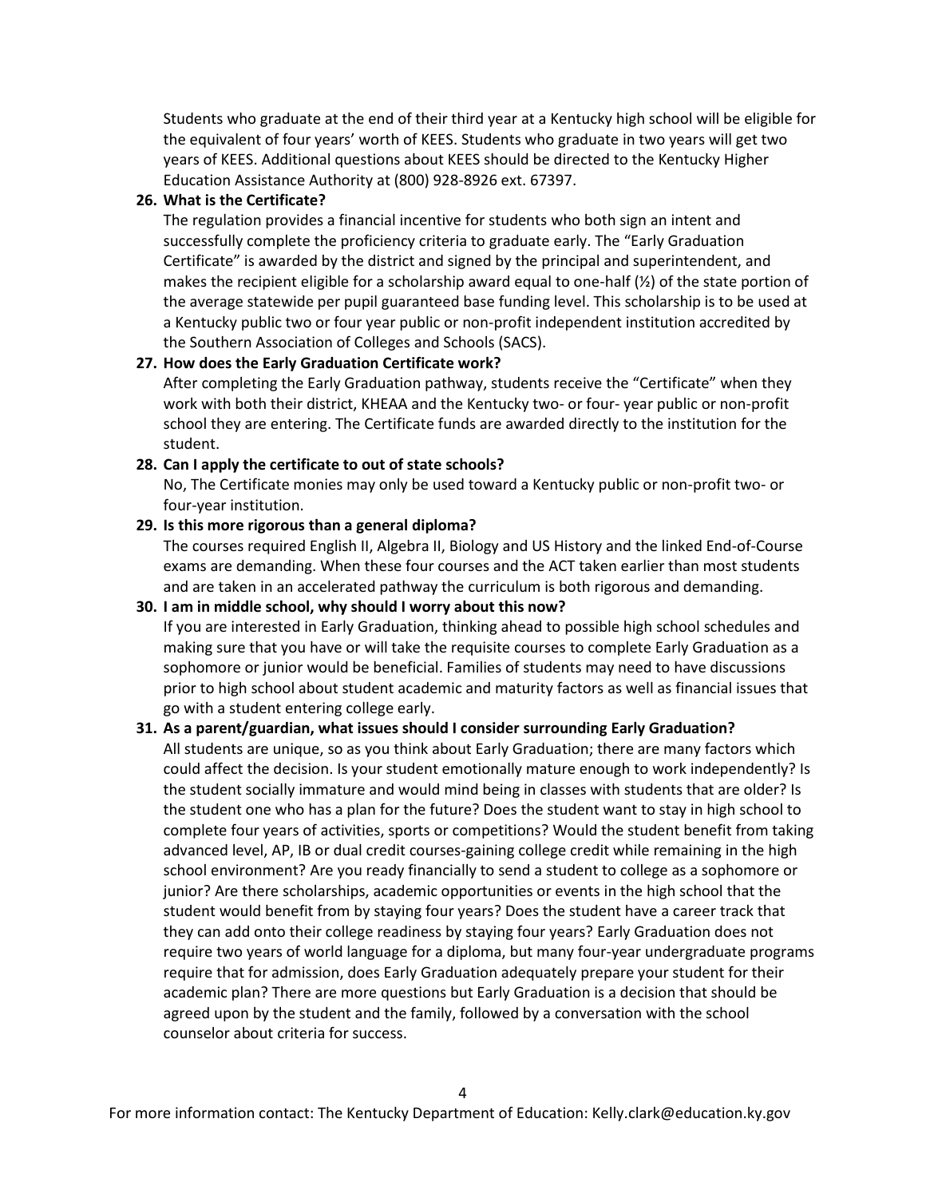Students who graduate at the end of their third year at a Kentucky high school will be eligible for the equivalent of four years' worth of KEES. Students who graduate in two years will get two years of KEES. Additional questions about KEES should be directed to the Kentucky Higher Education Assistance Authority at (800) 928-8926 ext. 67397.

26. **What is the Certificate?**

    The regulation provides a financial incentive for students who both sign an intent and successfully complete the proficiency criteria to graduate early. The "Early Graduation Certificate" is awarded by the district and signed by the principal and superintendent, and makes the recipient eligible for a scholarship award equal to one-half (½) of the state portion of the average statewide per pupil guaranteed base funding level. This scholarship is to be used at a Kentucky public two or four year public or non-profit independent institution accredited by the Southern Association of Colleges and Schools (SACS).

27. **How does the Early Graduation Certificate work?**

    After completing the Early Graduation pathway, students receive the "Certificate" when they work with both their district, KHEAA and the Kentucky two- or four- year public or non-profit school they are entering. The Certificate funds are awarded directly to the institution for the student.

28. **Can I apply the certificate to out of state schools?**

    No, The Certificate monies may only be used toward a Kentucky public or non-profit two- or four-year institution.

29. **Is this more rigorous than a general diploma?**

    The courses required English II, Algebra II, Biology and US History and the linked End-of-Course exams are demanding. When these four courses and the ACT taken earlier than most students and are taken in an accelerated pathway the curriculum is both rigorous and demanding.

30. **I am in middle school, why should I worry about this now?**

    If you are interested in Early Graduation, thinking ahead to possible high school schedules and making sure that you have or will take the requisite courses to complete Early Graduation as a sophomore or junior would be beneficial. Families of students may need to have discussions prior to high school about student academic and maturity factors as well as financial issues that go with a student entering college early.

31. **As a parent/guardian, what issues should I consider surrounding Early Graduation?**

    All students are unique, so as you think about Early Graduation; there are many factors which could affect the decision. Is your student emotionally mature enough to work independently? Is the student socially immature and would mind being in classes with students that are older? Is the student one who has a plan for the future? Does the student want to stay in high school to complete four years of activities, sports or competitions? Would the student benefit from taking advanced level, AP, IB or dual credit courses-gaining college credit while remaining in the high school environment? Are you ready financially to send a student to college as a sophomore or junior? Are there scholarships, academic opportunities or events in the high school that the student would benefit from by staying four years? Does the student have a career track that they can add onto their college readiness by staying four years? Early Graduation does not require two years of world language for a diploma, but many four-year undergraduate programs require that for admission, does Early Graduation adequately prepare your student for their academic plan? There are more questions but Early Graduation is a decision that should be agreed upon by the student and the family, followed by a conversation with the school counselor about criteria for success.

For more information contact: The Kentucky Department of Education: Kelly.clark@education.ky.gov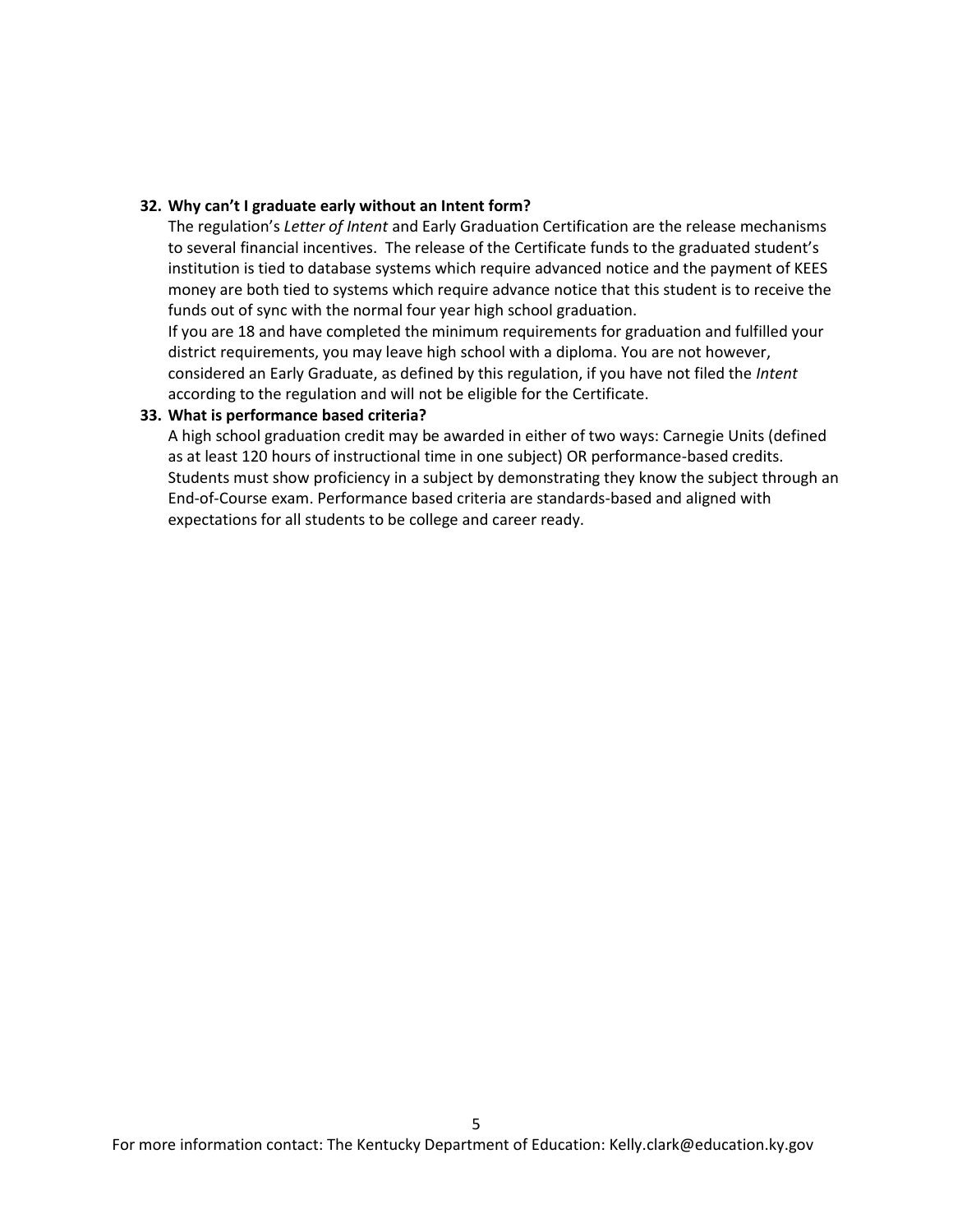**32. Why can't I graduate early without an Intent form?**

The regulation's *Letter of Intent* and Early Graduation Certification are the release mechanisms to several financial incentives. The release of the Certificate funds to the graduated student's institution is tied to database systems which require advanced notice and the payment of KEES money are both tied to systems which require advance notice that this student is to receive the funds out of sync with the normal four year high school graduation.

If you are 18 and have completed the minimum requirements for graduation and fulfilled your district requirements, you may leave high school with a diploma. You are not however, considered an Early Graduate, as defined by this regulation, if you have not filed the *Intent* according to the regulation and will not be eligible for the Certificate.

**33. What is performance based criteria?**

A high school graduation credit may be awarded in either of two ways: Carnegie Units (defined as at least 120 hours of instructional time in one subject) OR performance-based credits. Students must show proficiency in a subject by demonstrating they know the subject through an End-of-Course exam. Performance based criteria are standards-based and aligned with expectations for all students to be college and career ready.

For more information contact: The Kentucky Department of Education: Kelly.clark@education.ky.gov